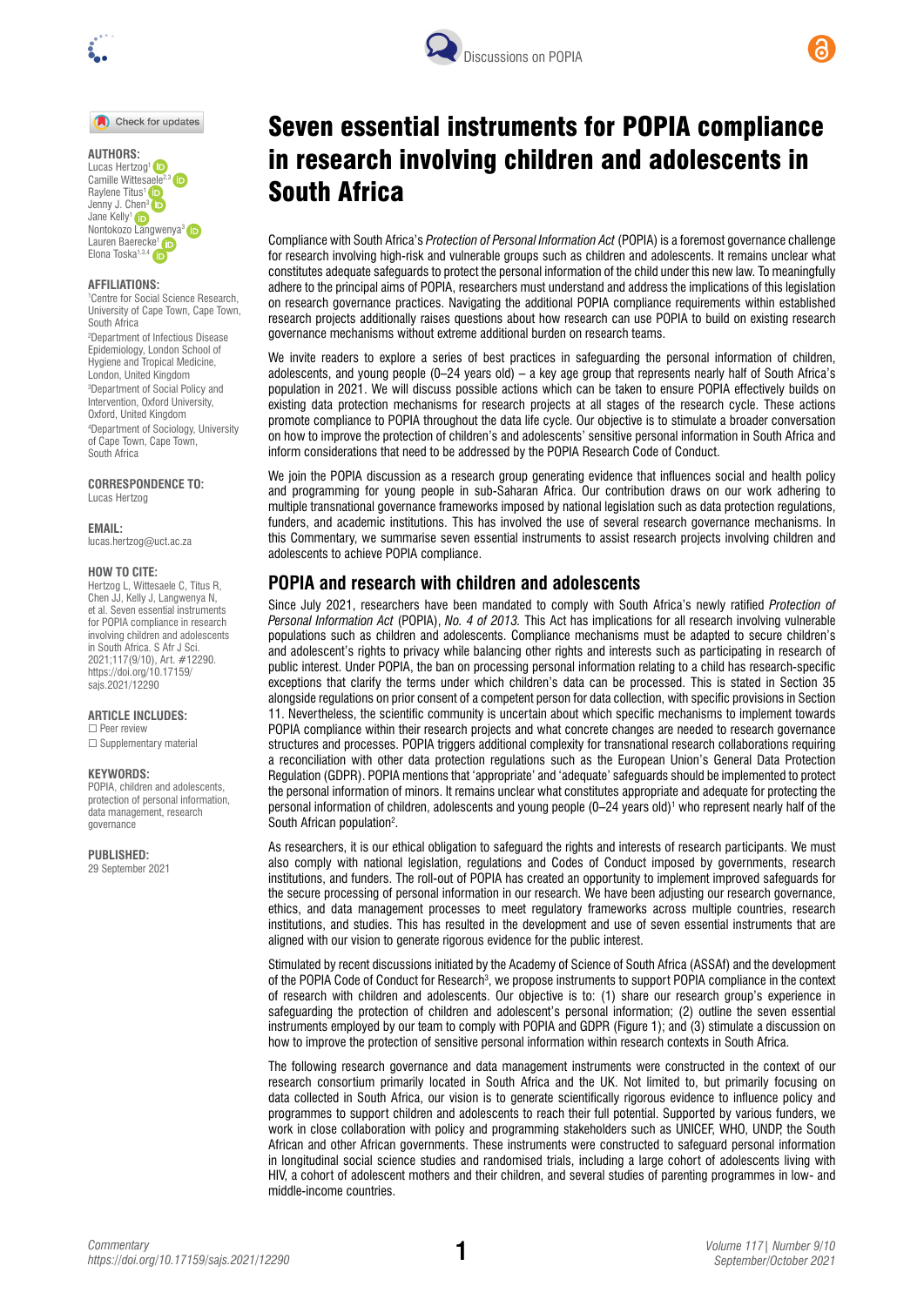# Seven essential instruments for POPIA compliance in research involving children and adolescents in South Africa

**AUTHORS:**
Lucas Hertzog[1]
Camille Wittesaele[2,3]
Raylene Titus[1]
Jenny J. Chen[3]
Jane Kelly[1]
Nontokozo Langwenya[3]
Lauren Baerecke[1]
Elona Toska[1,3,4]

**AFFILIATIONS:**
[1]Centre for Social Science Research, University of Cape Town, Cape Town, South Africa
[2]Department of Infectious Disease Epidemiology, London School of Hygiene and Tropical Medicine, London, United Kingdom
[3]Department of Social Policy and Intervention, Oxford University, Oxford, United Kingdom
[4]Department of Sociology, University of Cape Town, Cape Town, South Africa

**CORRESPONDENCE TO:**
Lucas Hertzog

**EMAIL:**
lucas.hertzog@uct.ac.za

**HOW TO CITE:**
Hertzog L, Wittesaele C, Titus R, Chen JJ, Kelly J, Langwenya N, et al. Seven essential instruments for POPIA compliance in research involving children and adolescents in South Africa. S Afr J Sci. 2021;117(9/10), Art. #12290. https://doi.org/10.17159/sajs.2021/12290

**ARTICLE INCLUDES:**
☐ Peer review
☐ Supplementary material

**KEYWORDS:**
POPIA, children and adolescents, protection of personal information, data management, research governance

**PUBLISHED:**
29 September 2021

Compliance with South Africa's *Protection of Personal Information Act* (POPIA) is a foremost governance challenge for research involving high-risk and vulnerable groups such as children and adolescents. It remains unclear what constitutes adequate safeguards to protect the personal information of the child under this new law. To meaningfully adhere to the principal aims of POPIA, researchers must understand and address the implications of this legislation on research governance practices. Navigating the additional POPIA compliance requirements within established research projects additionally raises questions about how research can use POPIA to build on existing research governance mechanisms without extreme additional burden on research teams.

We invite readers to explore a series of best practices in safeguarding the personal information of children, adolescents, and young people (0–24 years old) – a key age group that represents nearly half of South Africa's population in 2021. We will discuss possible actions which can be taken to ensure POPIA effectively builds on existing data protection mechanisms for research projects at all stages of the research cycle. These actions promote compliance to POPIA throughout the data life cycle. Our objective is to stimulate a broader conversation on how to improve the protection of children's and adolescents' sensitive personal information in South Africa and inform considerations that need to be addressed by the POPIA Research Code of Conduct.

We join the POPIA discussion as a research group generating evidence that influences social and health policy and programming for young people in sub-Saharan Africa. Our contribution draws on our work adhering to multiple transnational governance frameworks imposed by national legislation such as data protection regulations, funders, and academic institutions. This has involved the use of several research governance mechanisms. In this Commentary, we summarise seven essential instruments to assist research projects involving children and adolescents to achieve POPIA compliance.

## POPIA and research with children and adolescents

Since July 2021, researchers have been mandated to comply with South Africa's newly ratified *Protection of Personal Information Act* (POPIA), *No. 4 of 2013*. This Act has implications for all research involving vulnerable populations such as children and adolescents. Compliance mechanisms must be adapted to secure children's and adolescent's rights to privacy while balancing other rights and interests such as participating in research of public interest. Under POPIA, the ban on processing personal information relating to a child has research-specific exceptions that clarify the terms under which children's data can be processed. This is stated in Section 35 alongside regulations on prior consent of a competent person for data collection, with specific provisions in Section 11. Nevertheless, the scientific community is uncertain about which specific mechanisms to implement towards POPIA compliance within their research projects and what concrete changes are needed to research governance structures and processes. POPIA triggers additional complexity for transnational research collaborations requiring a reconciliation with other data protection regulations such as the European Union's General Data Protection Regulation (GDPR). POPIA mentions that 'appropriate' and 'adequate' safeguards should be implemented to protect the personal information of minors. It remains unclear what constitutes appropriate and adequate for protecting the personal information of children, adolescents and young people (0–24 years old)[1] who represent nearly half of the South African population[2].

As researchers, it is our ethical obligation to safeguard the rights and interests of research participants. We must also comply with national legislation, regulations and Codes of Conduct imposed by governments, research institutions, and funders. The roll-out of POPIA has created an opportunity to implement improved safeguards for the secure processing of personal information in our research. We have been adjusting our research governance, ethics, and data management processes to meet regulatory frameworks across multiple countries, research institutions, and studies. This has resulted in the development and use of seven essential instruments that are aligned with our vision to generate rigorous evidence for the public interest.

Stimulated by recent discussions initiated by the Academy of Science of South Africa (ASSAf) and the development of the POPIA Code of Conduct for Research[3], we propose instruments to support POPIA compliance in the context of research with children and adolescents. Our objective is to: (1) share our research group's experience in safeguarding the protection of children and adolescent's personal information; (2) outline the seven essential instruments employed by our team to comply with POPIA and GDPR (Figure 1); and (3) stimulate a discussion on how to improve the protection of sensitive personal information within research contexts in South Africa.

The following research governance and data management instruments were constructed in the context of our research consortium primarily located in South Africa and the UK. Not limited to, but primarily focusing on data collected in South Africa, our vision is to generate scientifically rigorous evidence to influence policy and programmes to support children and adolescents to reach their full potential. Supported by various funders, we work in close collaboration with policy and programming stakeholders such as UNICEF, WHO, UNDP, the South African and other African governments. These instruments were constructed to safeguard personal information in longitudinal social science studies and randomised trials, including a large cohort of adolescents living with HIV, a cohort of adolescent mothers and their children, and several studies of parenting programmes in low- and middle-income countries.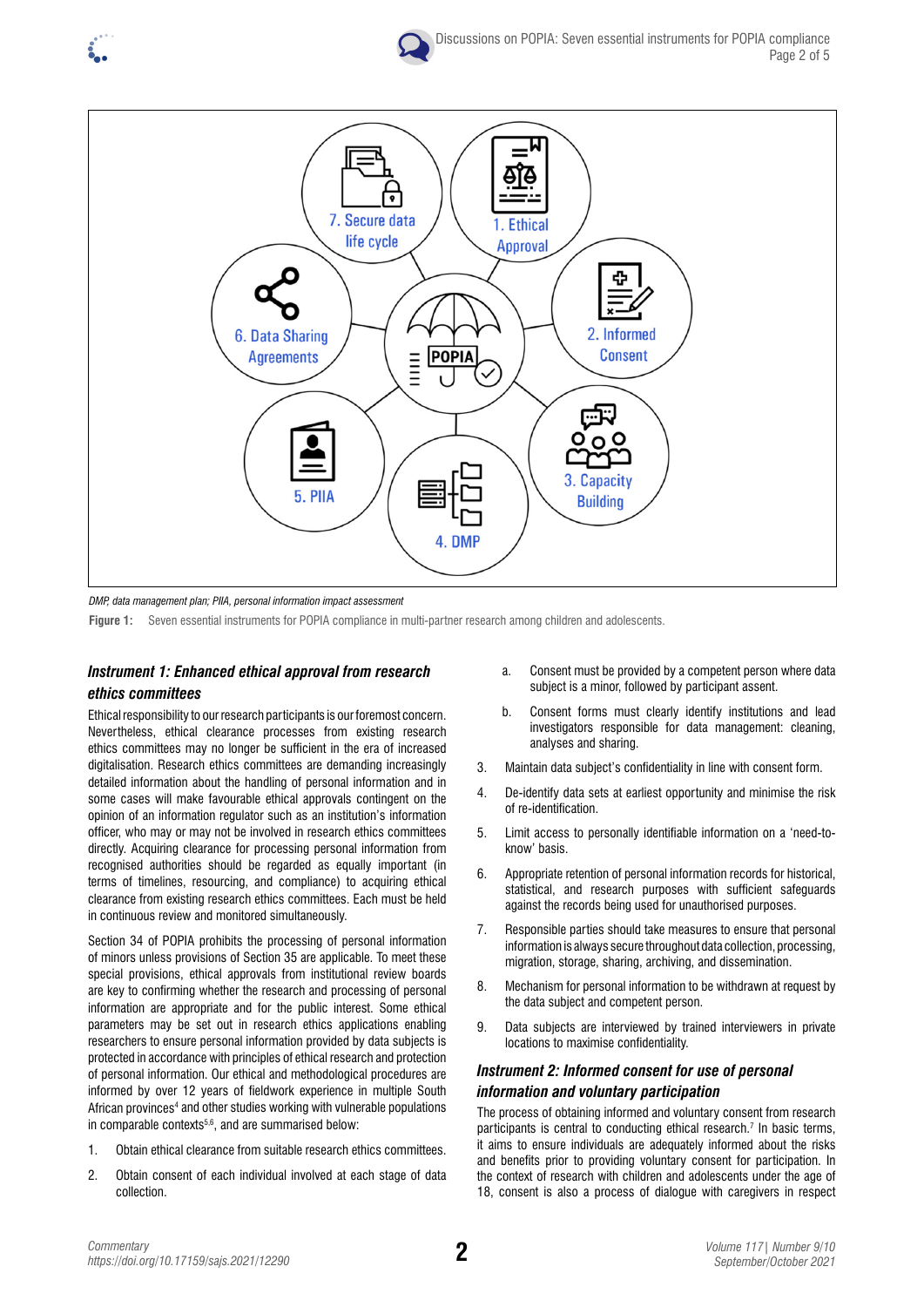DMP, data management plan; PIIA, personal information impact assessment

**Figure 1:** Seven essential instruments for POPIA compliance in multi-partner research among children and adolescents.

### *Instrument 1: Enhanced ethical approval from research ethics committees*

Ethical responsibility to our research participants is our foremost concern. Nevertheless, ethical clearance processes from existing research ethics committees may no longer be sufficient in the era of increased digitalisation. Research ethics committees are demanding increasingly detailed information about the handling of personal information and in some cases will make favourable ethical approvals contingent on the opinion of an information regulator such as an institution's information officer, who may or may not be involved in research ethics committees directly. Acquiring clearance for processing personal information from recognised authorities should be regarded as equally important (in terms of timelines, resourcing, and compliance) to acquiring ethical clearance from existing research ethics committees. Each must be held in continuous review and monitored simultaneously.

Section 34 of POPIA prohibits the processing of personal information of minors unless provisions of Section 35 are applicable. To meet these special provisions, ethical approvals from institutional review boards are key to confirming whether the research and processing of personal information are appropriate and for the public interest. Some ethical parameters may be set out in research ethics applications enabling researchers to ensure personal information provided by data subjects is protected in accordance with principles of ethical research and protection of personal information. Our ethical and methodological procedures are informed by over 12 years of fieldwork experience in multiple South African provinces[4] and other studies working with vulnerable populations in comparable contexts[5,6], and are summarised below:

1. Obtain ethical clearance from suitable research ethics committees.
2. Obtain consent of each individual involved at each stage of data collection.
    a. Consent must be provided by a competent person where data subject is a minor, followed by participant assent.
    b. Consent forms must clearly identify institutions and lead investigators responsible for data management: cleaning, analyses and sharing.
3. Maintain data subject's confidentiality in line with consent form.
4. De-identify data sets at earliest opportunity and minimise the risk of re-identification.
5. Limit access to personally identifiable information on a 'need-to-know' basis.
6. Appropriate retention of personal information records for historical, statistical, and research purposes with sufficient safeguards against the records being used for unauthorised purposes.
7. Responsible parties should take measures to ensure that personal information is always secure throughout data collection, processing, migration, storage, sharing, archiving, and dissemination.
8. Mechanism for personal information to be withdrawn at request by the data subject and competent person.
9. Data subjects are interviewed by trained interviewers in private locations to maximise confidentiality.

### *Instrument 2: Informed consent for use of personal information and voluntary participation*

The process of obtaining informed and voluntary consent from research participants is central to conducting ethical research.[7] In basic terms, it aims to ensure individuals are adequately informed about the risks and benefits prior to providing voluntary consent for participation. In the context of research with children and adolescents under the age of 18, consent is also a process of dialogue with caregivers in respect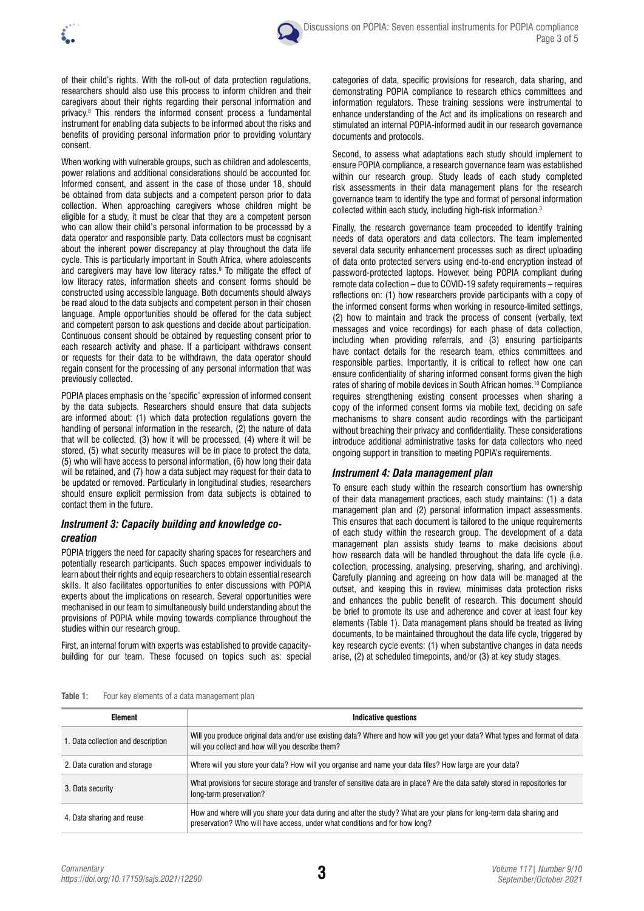of their child's rights. With the roll-out of data protection regulations, researchers should also use this process to inform children and their caregivers about their rights regarding their personal information and privacy.[8] This renders the informed consent process a fundamental instrument for enabling data subjects to be informed about the risks and benefits of providing personal information prior to providing voluntary consent.

When working with vulnerable groups, such as children and adolescents, power relations and additional considerations should be accounted for. Informed consent, and assent in the case of those under 18, should be obtained from data subjects and a competent person prior to data collection. When approaching caregivers whose children might be eligible for a study, it must be clear that they are a competent person who can allow their child's personal information to be processed by a data operator and responsible party. Data collectors must be cognisant about the inherent power discrepancy at play throughout the data life cycle. This is particularly important in South Africa, where adolescents and caregivers may have low literacy rates.[9] To mitigate the effect of low literacy rates, information sheets and consent forms should be constructed using accessible language. Both documents should always be read aloud to the data subjects and competent person in their chosen language. Ample opportunities should be offered for the data subject and competent person to ask questions and decide about participation. Continuous consent should be obtained by requesting consent prior to each research activity and phase. If a participant withdraws consent or requests for their data to be withdrawn, the data operator should regain consent for the processing of any personal information that was previously collected.

POPIA places emphasis on the 'specific' expression of informed consent by the data subjects. Researchers should ensure that data subjects are informed about: (1) which data protection regulations govern the handling of personal information in the research, (2) the nature of data that will be collected, (3) how it will be processed, (4) where it will be stored, (5) what security measures will be in place to protect the data, (5) who will have access to personal information, (6) how long their data will be retained, and (7) how a data subject may request for their data to be updated or removed. Particularly in longitudinal studies, researchers should ensure explicit permission from data subjects is obtained to contact them in the future.

### *Instrument 3: Capacity building and knowledge co-creation*

POPIA triggers the need for capacity sharing spaces for researchers and potentially research participants. Such spaces empower individuals to learn about their rights and equip researchers to obtain essential research skills. It also facilitates opportunities to enter discussions with POPIA experts about the implications on research. Several opportunities were mechanised in our team to simultaneously build understanding about the provisions of POPIA while moving towards compliance throughout the studies within our research group.

First, an internal forum with experts was established to provide capacity-building for our team. These focused on topics such as: special categories of data, specific provisions for research, data sharing, and demonstrating POPIA compliance to research ethics committees and information regulators. These training sessions were instrumental to enhance understanding of the Act and its implications on research and stimulated an internal POPIA-informed audit in our research governance documents and protocols.

Second, to assess what adaptations each study should implement to ensure POPIA compliance, a research governance team was established within our research group. Study leads of each study completed risk assessments in their data management plans for the research governance team to identify the type and format of personal information collected within each study, including high-risk information.[3]

Finally, the research governance team proceeded to identify training needs of data operators and data collectors. The team implemented several data security enhancement processes such as direct uploading of data onto protected servers using end-to-end encryption instead of password-protected laptops. However, being POPIA compliant during remote data collection – due to COVID-19 safety requirements – requires reflections on: (1) how researchers provide participants with a copy of the informed consent forms when working in resource-limited settings, (2) how to maintain and track the process of consent (verbally, text messages and voice recordings) for each phase of data collection, including when providing referrals, and (3) ensuring participants have contact details for the research team, ethics committees and responsible parties. Importantly, it is critical to reflect how one can ensure confidentiality of sharing informed consent forms given the high rates of sharing of mobile devices in South African homes.[10] Compliance requires strengthening existing consent processes when sharing a copy of the informed consent forms via mobile text, deciding on safe mechanisms to share consent audio recordings with the participant without breaching their privacy and confidentiality. These considerations introduce additional administrative tasks for data collectors who need ongoing support in transition to meeting POPIA's requirements.

### *Instrument 4: Data management plan*

To ensure each study within the research consortium has ownership of their data management practices, each study maintains: (1) a data management plan and (2) personal information impact assessments. This ensures that each document is tailored to the unique requirements of each study within the research group. The development of a data management plan assists study teams to make decisions about how research data will be handled throughout the data life cycle (i.e. collection, processing, analysing, preserving, sharing, and archiving). Carefully planning and agreeing on how data will be managed at the outset, and keeping this in review, minimises data protection risks and enhances the public benefit of research. This document should be brief to promote its use and adherence and cover at least four key elements (Table 1). Data management plans should be treated as living documents, to be maintained throughout the data life cycle, triggered by key research cycle events: (1) when substantive changes in data needs arise, (2) at scheduled timepoints, and/or (3) at key study stages.

**Table 1:** Four key elements of a data management plan

| Element | Indicative questions |
|---|---|
| 1. Data collection and description | Will you produce original data and/or use existing data? Where and how will you get your data? What types and format of data will you collect and how will you describe them? |
| 2. Data curation and storage | Where will you store your data? How will you organise and name your data files? How large are your data? |
| 3. Data security | What provisions for secure storage and transfer of sensitive data are in place? Are the data safely stored in repositories for long-term preservation? |
| 4. Data sharing and reuse | How and where will you share your data during and after the study? What are your plans for long-term data sharing and preservation? Who will have access, under what conditions and for how long? |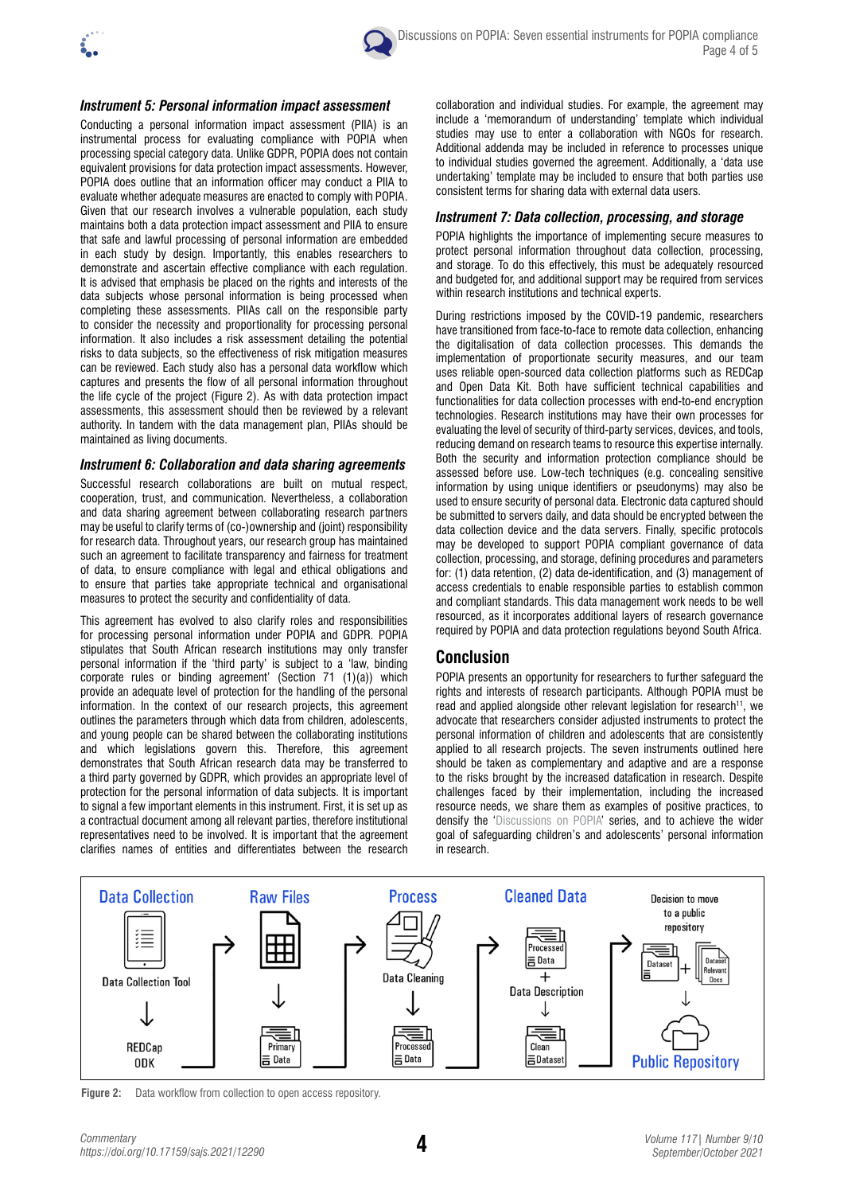### Instrument 5: Personal information impact assessment

Conducting a personal information impact assessment (PIIA) is an instrumental process for evaluating compliance with POPIA when processing special category data. Unlike GDPR, POPIA does not contain equivalent provisions for data protection impact assessments. However, POPIA does outline that an information officer may conduct a PIIA to evaluate whether adequate measures are enacted to comply with POPIA. Given that our research involves a vulnerable population, each study maintains both a data protection impact assessment and PIIA to ensure that safe and lawful processing of personal information are embedded in each study by design. Importantly, this enables researchers to demonstrate and ascertain effective compliance with each regulation. It is advised that emphasis be placed on the rights and interests of the data subjects whose personal information is being processed when completing these assessments. PIIAs call on the responsible party to consider the necessity and proportionality for processing personal information. It also includes a risk assessment detailing the potential risks to data subjects, so the effectiveness of risk mitigation measures can be reviewed. Each study also has a personal data workflow which captures and presents the flow of all personal information throughout the life cycle of the project (Figure 2). As with data protection impact assessments, this assessment should then be reviewed by a relevant authority. In tandem with the data management plan, PIIAs should be maintained as living documents.

### Instrument 6: Collaboration and data sharing agreements

Successful research collaborations are built on mutual respect, cooperation, trust, and communication. Nevertheless, a collaboration and data sharing agreement between collaborating research partners may be useful to clarify terms of (co-)ownership and (joint) responsibility for research data. Throughout years, our research group has maintained such an agreement to facilitate transparency and fairness for treatment of data, to ensure compliance with legal and ethical obligations and to ensure that parties take appropriate technical and organisational measures to protect the security and confidentiality of data.

This agreement has evolved to also clarify roles and responsibilities for processing personal information under POPIA and GDPR. POPIA stipulates that South African research institutions may only transfer personal information if the 'third party' is subject to a 'law, binding corporate rules or binding agreement' (Section 71 (1)(a)) which provide an adequate level of protection for the handling of the personal information. In the context of our research projects, this agreement outlines the parameters through which data from children, adolescents, and young people can be shared between the collaborating institutions and which legislations govern this. Therefore, this agreement demonstrates that South African research data may be transferred to a third party governed by GDPR, which provides an appropriate level of protection for the personal information of data subjects. It is important to signal a few important elements in this instrument. First, it is set up as a contractual document among all relevant parties, therefore institutional representatives need to be involved. It is important that the agreement clarifies names of entities and differentiates between the research collaboration and individual studies. For example, the agreement may include a 'memorandum of understanding' template which individual studies may use to enter a collaboration with NGOs for research. Additional addenda may be included in reference to processes unique to individual studies governed the agreement. Additionally, a 'data use undertaking' template may be included to ensure that both parties use consistent terms for sharing data with external data users.

### Instrument 7: Data collection, processing, and storage

POPIA highlights the importance of implementing secure measures to protect personal information throughout data collection, processing, and storage. To do this effectively, this must be adequately resourced and budgeted for, and additional support may be required from services within research institutions and technical experts.

During restrictions imposed by the COVID-19 pandemic, researchers have transitioned from face-to-face to remote data collection, enhancing the digitalisation of data collection processes. This demands the implementation of proportionate security measures, and our team uses reliable open-sourced data collection platforms such as REDCap and Open Data Kit. Both have sufficient technical capabilities and functionalities for data collection processes with end-to-end encryption technologies. Research institutions may have their own processes for evaluating the level of security of third-party services, devices, and tools, reducing demand on research teams to resource this expertise internally. Both the security and information protection compliance should be assessed before use. Low-tech techniques (e.g. concealing sensitive information by using unique identifiers or pseudonyms) may also be used to ensure security of personal data. Electronic data captured should be submitted to servers daily, and data should be encrypted between the data collection device and the data servers. Finally, specific protocols may be developed to support POPIA compliant governance of data collection, processing, and storage, defining procedures and parameters for: (1) data retention, (2) data de-identification, and (3) management of access credentials to enable responsible parties to establish common and compliant standards. This data management work needs to be well resourced, as it incorporates additional layers of research governance required by POPIA and data protection regulations beyond South Africa.

## Conclusion

POPIA presents an opportunity for researchers to further safeguard the rights and interests of research participants. Although POPIA must be read and applied alongside other relevant legislation for research[11], we advocate that researchers consider adjusted instruments to protect the personal information of children and adolescents that are consistently applied to all research projects. The seven instruments outlined here should be taken as complementary and adaptive and are a response to the risks brought by the increased datafication in research. Despite challenges faced by their implementation, including the increased resource needs, we share them as examples of positive practices, to densify the 'Discussions on POPIA' series, and to achieve the wider goal of safeguarding children's and adolescents' personal information in research.

Data Collection: Data Collection Tool → REDCap ODK → Raw Files: Primary Data → Process: Data Cleaning → Processed Data → Cleaned Data: Processed Data + Data Description → Clean Dataset → Decision to move to a public repository: Dataset + Dataset Relevant Docs → Public Repository

Figure 2: Data workflow from collection to open access repository.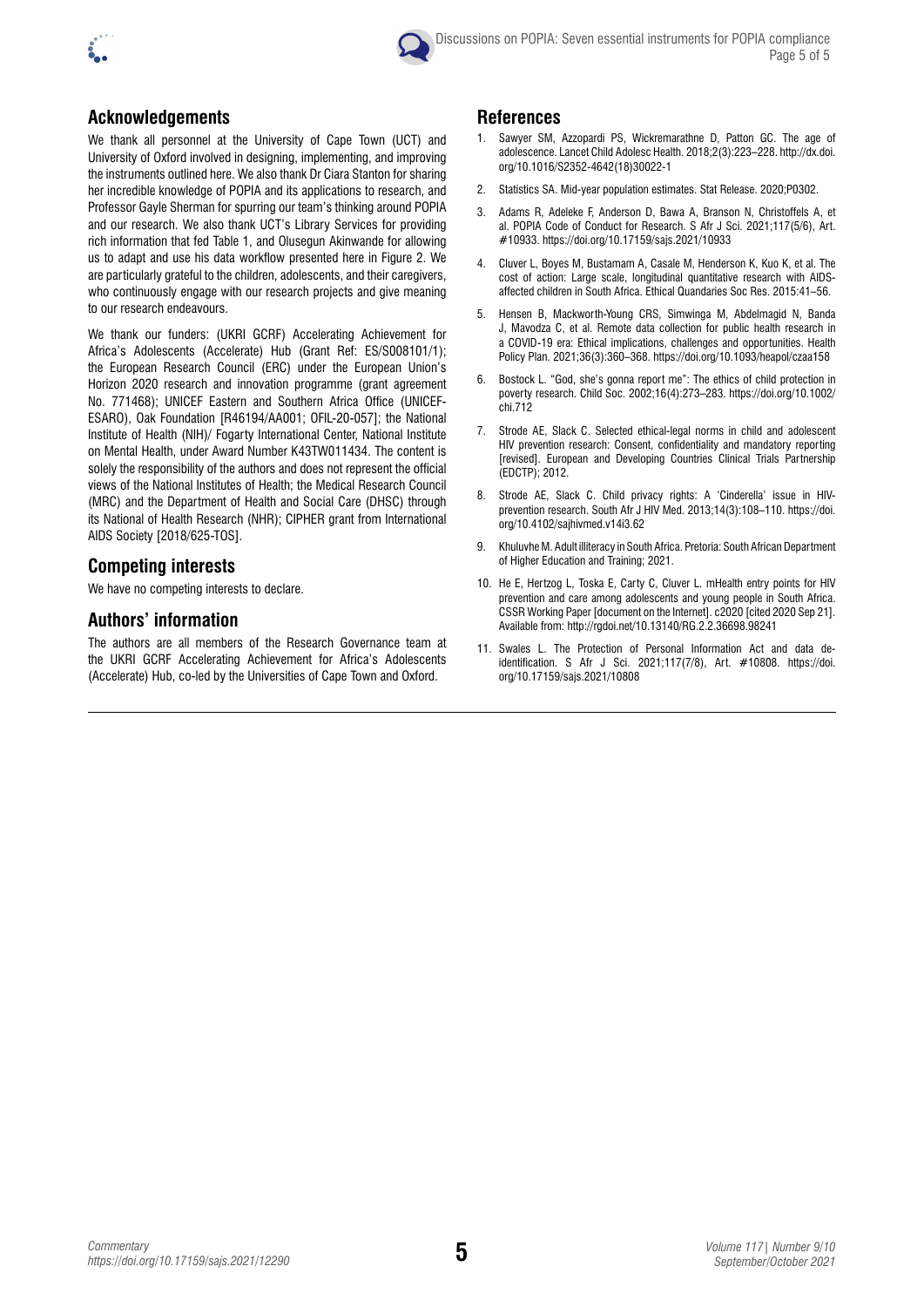## Acknowledgements

We thank all personnel at the University of Cape Town (UCT) and University of Oxford involved in designing, implementing, and improving the instruments outlined here. We also thank Dr Ciara Stanton for sharing her incredible knowledge of POPIA and its applications to research, and Professor Gayle Sherman for spurring our team's thinking around POPIA and our research. We also thank UCT's Library Services for providing rich information that fed Table 1, and Olusegun Akinwande for allowing us to adapt and use his data workflow presented here in Figure 2. We are particularly grateful to the children, adolescents, and their caregivers, who continuously engage with our research projects and give meaning to our research endeavours.

We thank our funders: (UKRI GCRF) Accelerating Achievement for Africa's Adolescents (Accelerate) Hub (Grant Ref: ES/S008101/1); the European Research Council (ERC) under the European Union's Horizon 2020 research and innovation programme (grant agreement No. 771468); UNICEF Eastern and Southern Africa Office (UNICEF-ESARO), Oak Foundation [R46194/AA001; OFIL-20-057]; the National Institute of Health (NIH)/ Fogarty International Center, National Institute on Mental Health, under Award Number K43TW011434. The content is solely the responsibility of the authors and does not represent the official views of the National Institutes of Health; the Medical Research Council (MRC) and the Department of Health and Social Care (DHSC) through its National of Health Research (NHR); CIPHER grant from International AIDS Society [2018/625-TOS].

## Competing interests

We have no competing interests to declare.

## Authors' information

The authors are all members of the Research Governance team at the UKRI GCRF Accelerating Achievement for Africa's Adolescents (Accelerate) Hub, co-led by the Universities of Cape Town and Oxford.

## References

1. Sawyer SM, Azzopardi PS, Wickremarathne D, Patton GC. The age of adolescence. Lancet Child Adolesc Health. 2018;2(3):223–228. http://dx.doi.org/10.1016/S2352-4642(18)30022-1
2. Statistics SA. Mid-year population estimates. Stat Release. 2020;P0302.
3. Adams R, Adeleke F, Anderson D, Bawa A, Branson N, Christoffels A, et al. POPIA Code of Conduct for Research. S Afr J Sci. 2021;117(5/6), Art. #10933. https://doi.org/10.17159/sajs.2021/10933
4. Cluver L, Boyes M, Bustamam A, Casale M, Henderson K, Kuo K, et al. The cost of action: Large scale, longitudinal quantitative research with AIDS-affected children in South Africa. Ethical Quandaries Soc Res. 2015:41–56.
5. Hensen B, Mackworth-Young CRS, Simwinga M, Abdelmagid N, Banda J, Mavodza C, et al. Remote data collection for public health research in a COVID-19 era: Ethical implications, challenges and opportunities. Health Policy Plan. 2021;36(3):360–368. https://doi.org/10.1093/heapol/czaa158
6. Bostock L. "God, she's gonna report me": The ethics of child protection in poverty research. Child Soc. 2002;16(4):273–283. https://doi.org/10.1002/chi.712
7. Strode AE, Slack C. Selected ethical-legal norms in child and adolescent HIV prevention research: Consent, confidentiality and mandatory reporting [revised]. European and Developing Countries Clinical Trials Partnership (EDCTP); 2012.
8. Strode AE, Slack C. Child privacy rights: A 'Cinderella' issue in HIV-prevention research. South Afr J HIV Med. 2013;14(3):108–110. https://doi.org/10.4102/sajhivmed.v14i3.62
9. Khuluvhe M. Adult illiteracy in South Africa. Pretoria: South African Department of Higher Education and Training; 2021.
10. He E, Hertzog L, Toska E, Carty C, Cluver L. mHealth entry points for HIV prevention and care among adolescents and young people in South Africa. CSSR Working Paper [document on the Internet]. c2020 [cited 2020 Sep 21]. Available from: http://rgdoi.net/10.13140/RG.2.2.36698.98241
11. Swales L. The Protection of Personal Information Act and data de-identification. S Afr J Sci. 2021;117(7/8), Art. #10808. https://doi.org/10.17159/sajs.2021/10808